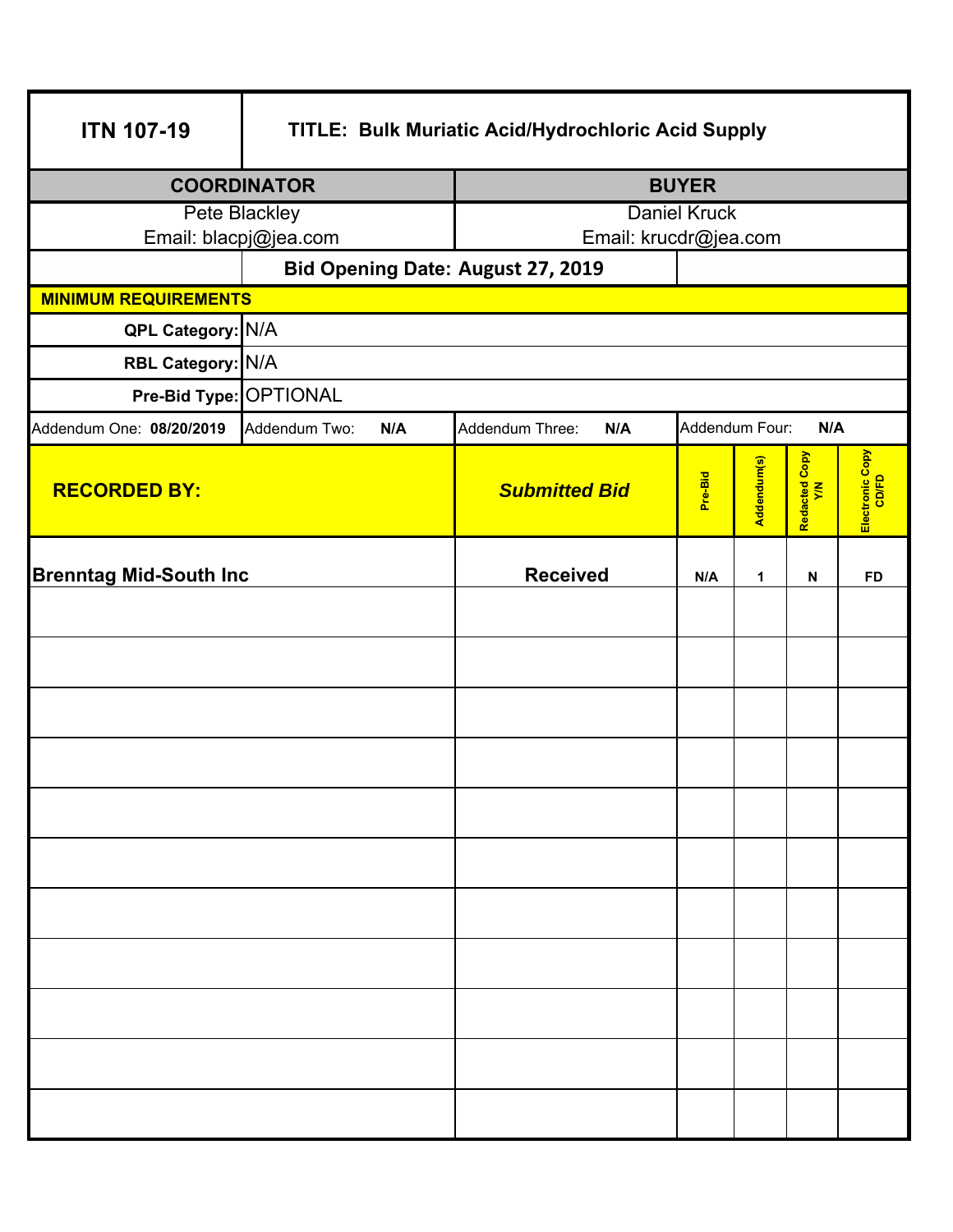| ITN 107-19 | TITLE: Bulk Muriatic Acid/Hydrochloric Acid Supply |
|---|---|

| COORDINATOR | BUYER |
|---|---|
| Pete Blackley<br>Email: blacpj@jea.com | Daniel Kruck<br>Email: krucdr@jea.com |

**Bid Opening Date: August 27, 2019**

**MINIMUM REQUIREMENTS**

| | |
|---|---|
| **QPL Category:** | N/A |
| **RBL Category:** | N/A |
| **Pre-Bid Type:** | OPTIONAL |

| Addendum One: **08/20/2019** | Addendum Two: **N/A** | Addendum Three: **N/A** | Addendum Four: **N/A** |
|---|---|---|---|

| **RECORDED BY:** | ***Submitted Bid*** | Pre-Bid | Addendum(s) | Redacted Copy Y/N | Electronic Copy CD/FD |
|---|---|---|---|---|---|
| **Brenntag Mid-South Inc** | **Received** | N/A | 1 | N | FD |
| | | | | | |
| | | | | | |
| | | | | | |
| | | | | | |
| | | | | | |
| | | | | | |
| | | | | | |
| | | | | | |
| | | | | | |
| | | | | | |
| | | | | | |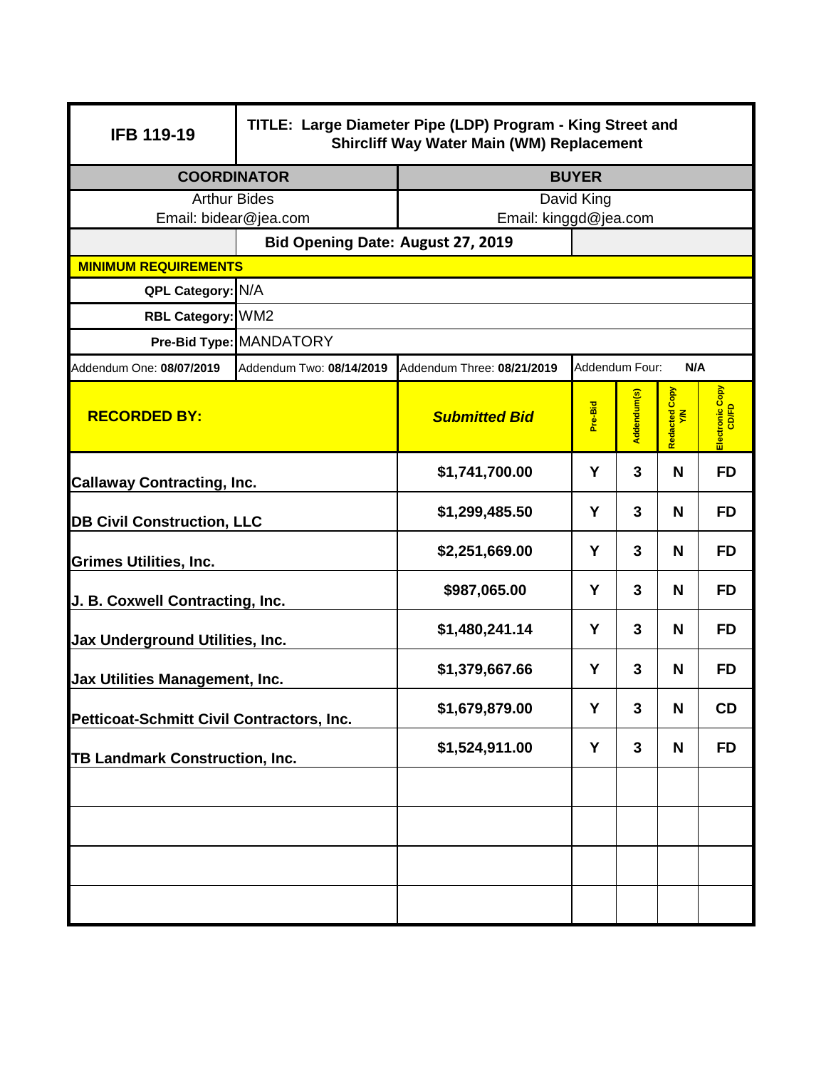| IFB 119-19 | TITLE: Large Diameter Pipe (LDP) Program - King Street and Shircliff Way Water Main (WM) Replacement | | | | |
|---|---|---|---|---|---|
| **COORDINATOR** | | **BUYER** | | | |
| Arthur Bides<br>Email: bidear@jea.com | | David King<br>Email: kinggd@jea.com | | | |
| | **Bid Opening Date: August 27, 2019** | | | | |
| **MINIMUM REQUIREMENTS** | | | | | |
| **QPL Category:** | N/A | | | | |
| **RBL Category:** | WM2 | | | | |
| **Pre-Bid Type:** | MANDATORY | | | | |
| Addendum One: **08/07/2019** | Addendum Two: **08/14/2019** | Addendum Three: **08/21/2019** | Addendum Four: **N/A** | | |

| **RECORDED BY:** | ***Submitted Bid*** | **Pre-Bid** | **Addendum(s)** | **Redacted Copy Y/N** | **Electronic Copy CD/FD** |
|---|---|---|---|---|---|
| **Callaway Contracting, Inc.** | **$1,741,700.00** | **Y** | **3** | **N** | **FD** |
| **DB Civil Construction, LLC** | **$1,299,485.50** | **Y** | **3** | **N** | **FD** |
| **Grimes Utilities, Inc.** | **$2,251,669.00** | **Y** | **3** | **N** | **FD** |
| **J. B. Coxwell Contracting, Inc.** | **$987,065.00** | **Y** | **3** | **N** | **FD** |
| **Jax Underground Utilities, Inc.** | **$1,480,241.14** | **Y** | **3** | **N** | **FD** |
| **Jax Utilities Management, Inc.** | **$1,379,667.66** | **Y** | **3** | **N** | **FD** |
| **Petticoat-Schmitt Civil Contractors, Inc.** | **$1,679,879.00** | **Y** | **3** | **N** | **CD** |
| **TB Landmark Construction, Inc.** | **$1,524,911.00** | **Y** | **3** | **N** | **FD** |
| | | | | | |
| | | | | | |
| | | | | | |
| | | | | | |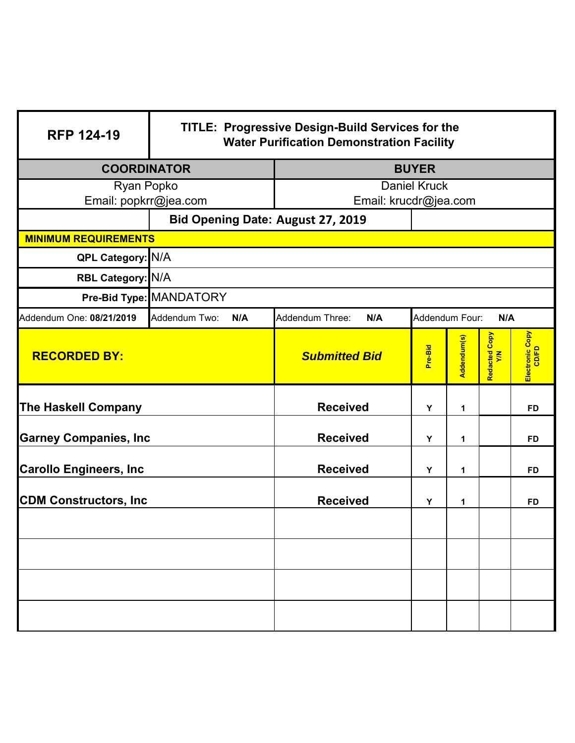| RFP 124-19 | TITLE: Progressive Design-Build Services for the Water Purification Demonstration Facility | | | | | |
|---|---|---|---|---|---|---|
| **COORDINATOR** | | **BUYER** | | | | |
| Ryan Popko<br>Email: popkrr@jea.com | | Daniel Kruck<br>Email: krucdr@jea.com | | | | |
| | **Bid Opening Date: August 27, 2019** | | | | | |
| **MINIMUM REQUIREMENTS** | | | | | | |
| **QPL Category:** | N/A | | | | | |
| **RBL Category:** | N/A | | | | | |
| **Pre-Bid Type:** | MANDATORY | | | | | |
| Addendum One: **08/21/2019** | Addendum Two: **N/A** | Addendum Three: **N/A** | Addendum Four: **N/A** | | | |

| **RECORDED BY:** | ***Submitted Bid*** | Pre-Bid | Addendum(s) | Redacted Copy Y/N | Electronic Copy CD/FD |
|---|---|---|---|---|---|
| **The Haskell Company** | **Received** | Y | 1 | | FD |
| **Garney Companies, Inc** | **Received** | Y | 1 | | FD |
| **Carollo Engineers, Inc** | **Received** | Y | 1 | | FD |
| **CDM Constructors, Inc** | **Received** | Y | 1 | | FD |
| | | | | | |
| | | | | | |
| | | | | | |
| | | | | | |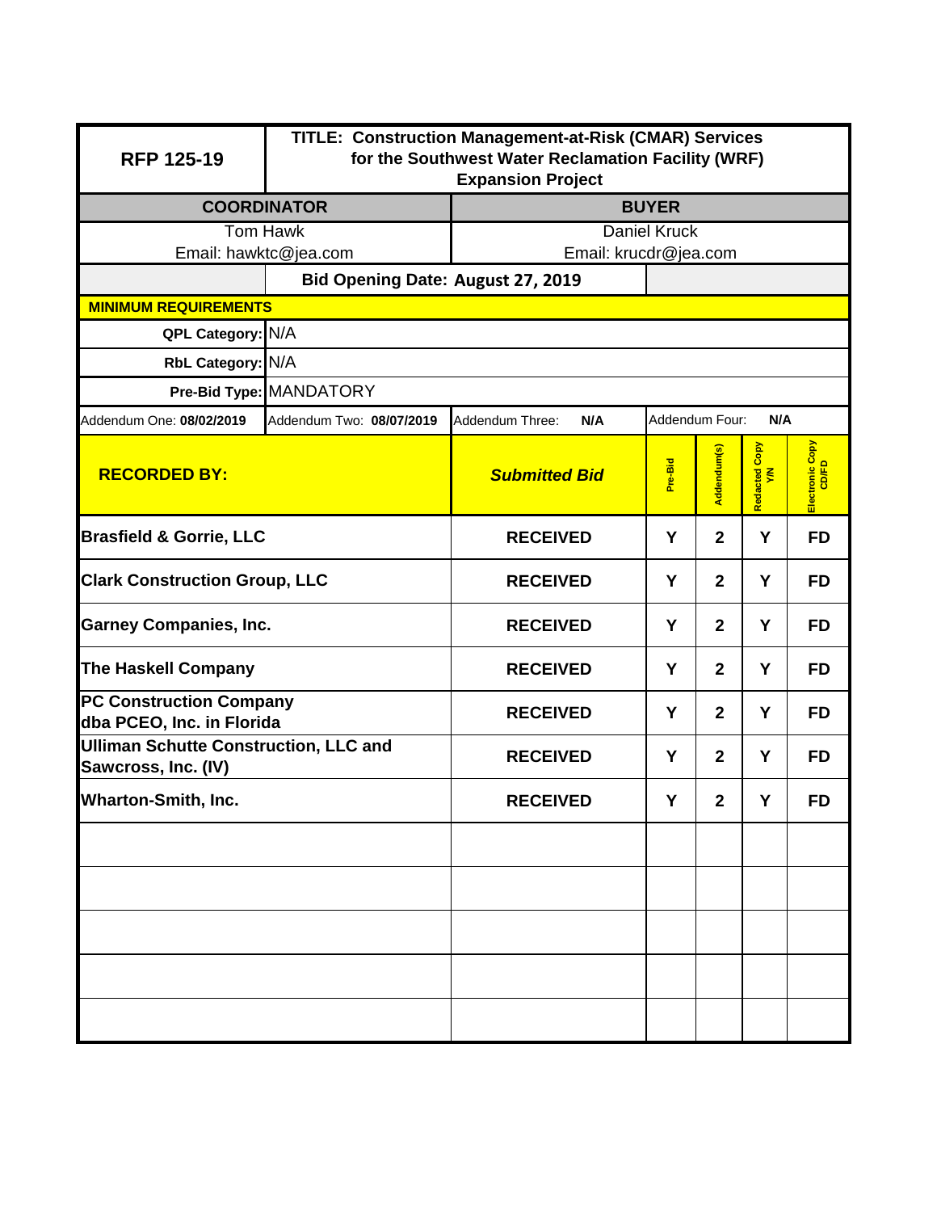| RFP 125-19 | TITLE: Construction Management-at-Risk (CMAR) Services for the Southwest Water Reclamation Facility (WRF) Expansion Project | | | | |
|---|---|---|---|---|---|
| **COORDINATOR** | | **BUYER** | | | |
| Tom Hawk<br>Email: hawktc@jea.com | | Daniel Kruck<br>Email: krucdr@jea.com | | | |
| | **Bid Opening Date: August 27, 2019** | | | | |
| **MINIMUM REQUIREMENTS** | | | | | |
| **QPL Category:** | N/A | | | | |
| **RbL Category:** | N/A | | | | |
| **Pre-Bid Type:** | MANDATORY | | | | |
| Addendum One: **08/02/2019** | Addendum Two: **08/07/2019** | Addendum Three: **N/A** | Addendum Four: **N/A** | | |

| **RECORDED BY:** | ***Submitted Bid*** | Pre-Bid | Addendum(s) | Redacted Copy Y/N | Electronic Copy CD/FD |
|---|---|---|---|---|---|
| **Brasfield & Gorrie, LLC** | **RECEIVED** | **Y** | **2** | **Y** | **FD** |
| **Clark Construction Group, LLC** | **RECEIVED** | **Y** | **2** | **Y** | **FD** |
| **Garney Companies, Inc.** | **RECEIVED** | **Y** | **2** | **Y** | **FD** |
| **The Haskell Company** | **RECEIVED** | **Y** | **2** | **Y** | **FD** |
| **PC Construction Company dba PCEO, Inc. in Florida** | **RECEIVED** | **Y** | **2** | **Y** | **FD** |
| **Ulliman Schutte Construction, LLC and Sawcross, Inc. (IV)** | **RECEIVED** | **Y** | **2** | **Y** | **FD** |
| **Wharton-Smith, Inc.** | **RECEIVED** | **Y** | **2** | **Y** | **FD** |
| | | | | | |
| | | | | | |
| | | | | | |
| | | | | | |
| | | | | | |